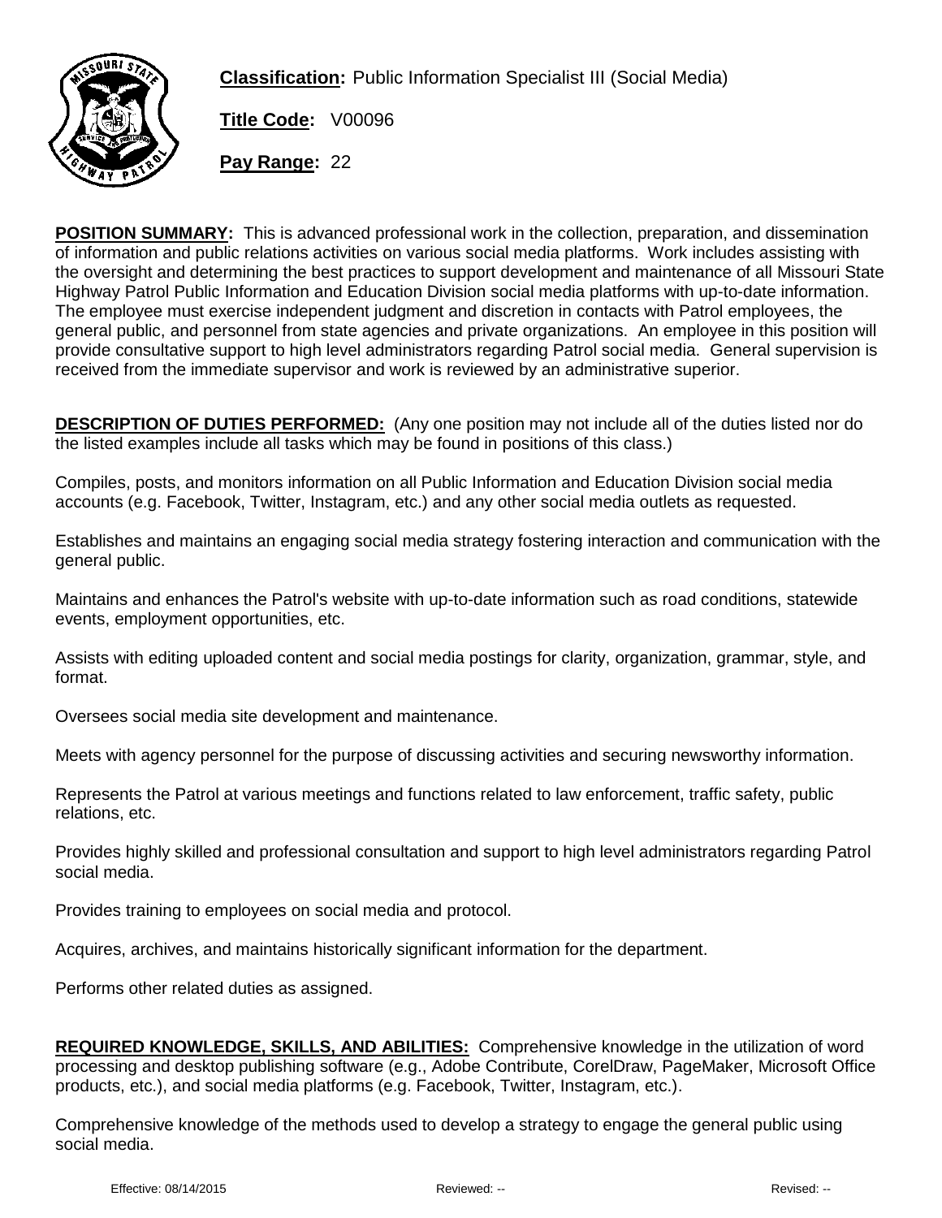**Classification:** Public Information Specialist III (Social Media)

**Title Code:** V00096

**Pay Range:** 22

**POSITION SUMMARY:** This is advanced professional work in the collection, preparation, and dissemination of information and public relations activities on various social media platforms. Work includes assisting with the oversight and determining the best practices to support development and maintenance of all Missouri State Highway Patrol Public Information and Education Division social media platforms with up-to-date information. The employee must exercise independent judgment and discretion in contacts with Patrol employees, the general public, and personnel from state agencies and private organizations. An employee in this position will provide consultative support to high level administrators regarding Patrol social media. General supervision is received from the immediate supervisor and work is reviewed by an administrative superior.

**DESCRIPTION OF DUTIES PERFORMED:** (Any one position may not include all of the duties listed nor do the listed examples include all tasks which may be found in positions of this class.)

Compiles, posts, and monitors information on all Public Information and Education Division social media accounts (e.g. Facebook, Twitter, Instagram, etc.) and any other social media outlets as requested.

Establishes and maintains an engaging social media strategy fostering interaction and communication with the general public.

Maintains and enhances the Patrol's website with up-to-date information such as road conditions, statewide events, employment opportunities, etc.

Assists with editing uploaded content and social media postings for clarity, organization, grammar, style, and format.

Oversees social media site development and maintenance.

Meets with agency personnel for the purpose of discussing activities and securing newsworthy information.

Represents the Patrol at various meetings and functions related to law enforcement, traffic safety, public relations, etc.

Provides highly skilled and professional consultation and support to high level administrators regarding Patrol social media.

Provides training to employees on social media and protocol.

Acquires, archives, and maintains historically significant information for the department.

Performs other related duties as assigned.

**REQUIRED KNOWLEDGE, SKILLS, AND ABILITIES:** Comprehensive knowledge in the utilization of word processing and desktop publishing software (e.g., Adobe Contribute, CorelDraw, PageMaker, Microsoft Office products, etc.), and social media platforms (e.g. Facebook, Twitter, Instagram, etc.).

Comprehensive knowledge of the methods used to develop a strategy to engage the general public using social media.

Effective: 08/14/2015 Reviewed: -- Revised: --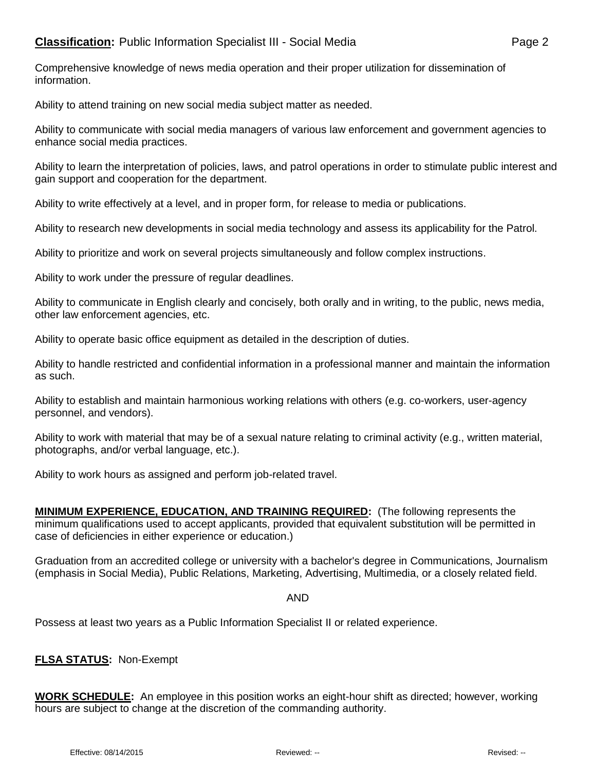Comprehensive knowledge of news media operation and their proper utilization for dissemination of information.

Ability to attend training on new social media subject matter as needed.

Ability to communicate with social media managers of various law enforcement and government agencies to enhance social media practices.

Ability to learn the interpretation of policies, laws, and patrol operations in order to stimulate public interest and gain support and cooperation for the department.

Ability to write effectively at a level, and in proper form, for release to media or publications.

Ability to research new developments in social media technology and assess its applicability for the Patrol.

Ability to prioritize and work on several projects simultaneously and follow complex instructions.

Ability to work under the pressure of regular deadlines.

Ability to communicate in English clearly and concisely, both orally and in writing, to the public, news media, other law enforcement agencies, etc.

Ability to operate basic office equipment as detailed in the description of duties.

Ability to handle restricted and confidential information in a professional manner and maintain the information as such.

Ability to establish and maintain harmonious working relations with others (e.g. co-workers, user-agency personnel, and vendors).

Ability to work with material that may be of a sexual nature relating to criminal activity (e.g., written material, photographs, and/or verbal language, etc.).

Ability to work hours as assigned and perform job-related travel.

**MINIMUM EXPERIENCE, EDUCATION, AND TRAINING REQUIRED:** (The following represents the minimum qualifications used to accept applicants, provided that equivalent substitution will be permitted in case of deficiencies in either experience or education.)

Graduation from an accredited college or university with a bachelor's degree in Communications, Journalism (emphasis in Social Media), Public Relations, Marketing, Advertising, Multimedia, or a closely related field.

AND

Possess at least two years as a Public Information Specialist II or related experience.

**FLSA STATUS:** Non-Exempt

**WORK SCHEDULE:** An employee in this position works an eight-hour shift as directed; however, working hours are subject to change at the discretion of the commanding authority.

Effective: 08/14/2015 Reviewed: -- Revised: --